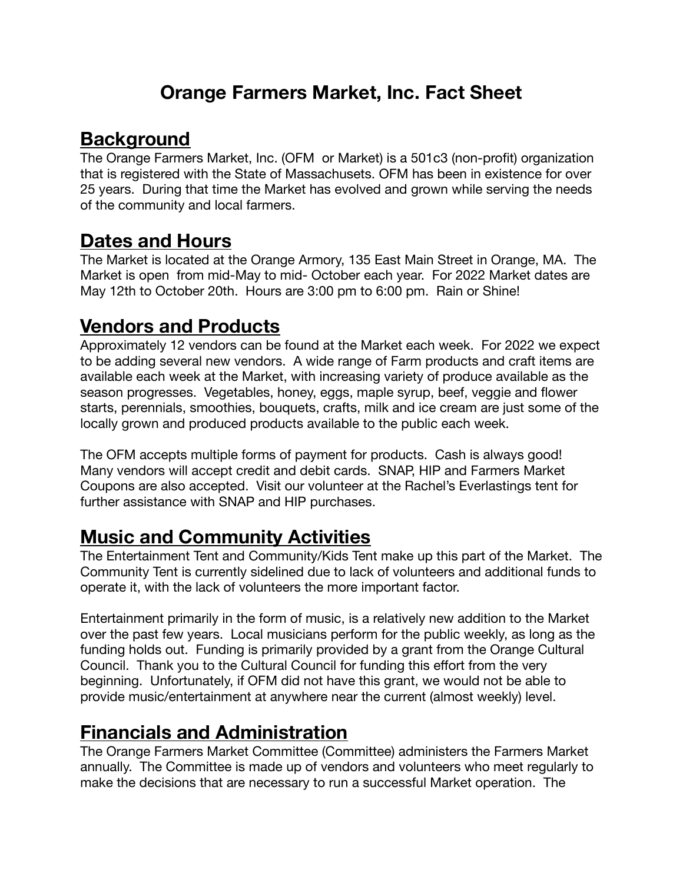# Orange Farmers Market, Inc. Fact Sheet

## Background

The Orange Farmers Market, Inc. (OFM or Market) is a 501c3 (non-profit) organization that is registered with the State of Massachusets. OFM has been in existence for over 25 years. During that time the Market has evolved and grown while serving the needs of the community and local farmers.

## Dates and Hours

The Market is located at the Orange Armory, 135 East Main Street in Orange, MA. The Market is open from mid-May to mid- October each year. For 2022 Market dates are May 12th to October 20th. Hours are 3:00 pm to 6:00 pm. Rain or Shine!

## Vendors and Products

Approximately 12 vendors can be found at the Market each week. For 2022 we expect to be adding several new vendors. A wide range of Farm products and craft items are available each week at the Market, with increasing variety of produce available as the season progresses. Vegetables, honey, eggs, maple syrup, beef, veggie and flower starts, perennials, smoothies, bouquets, crafts, milk and ice cream are just some of the locally grown and produced products available to the public each week.

The OFM accepts multiple forms of payment for products. Cash is always good! Many vendors will accept credit and debit cards. SNAP, HIP and Farmers Market Coupons are also accepted. Visit our volunteer at the Rachel's Everlastings tent for further assistance with SNAP and HIP purchases.

## Music and Community Activities

The Entertainment Tent and Community/Kids Tent make up this part of the Market. The Community Tent is currently sidelined due to lack of volunteers and additional funds to operate it, with the lack of volunteers the more important factor.

Entertainment primarily in the form of music, is a relatively new addition to the Market over the past few years. Local musicians perform for the public weekly, as long as the funding holds out. Funding is primarily provided by a grant from the Orange Cultural Council. Thank you to the Cultural Council for funding this effort from the very beginning. Unfortunately, if OFM did not have this grant, we would not be able to provide music/entertainment at anywhere near the current (almost weekly) level.

## Financials and Administration

The Orange Farmers Market Committee (Committee) administers the Farmers Market annually. The Committee is made up of vendors and volunteers who meet regularly to make the decisions that are necessary to run a successful Market operation. The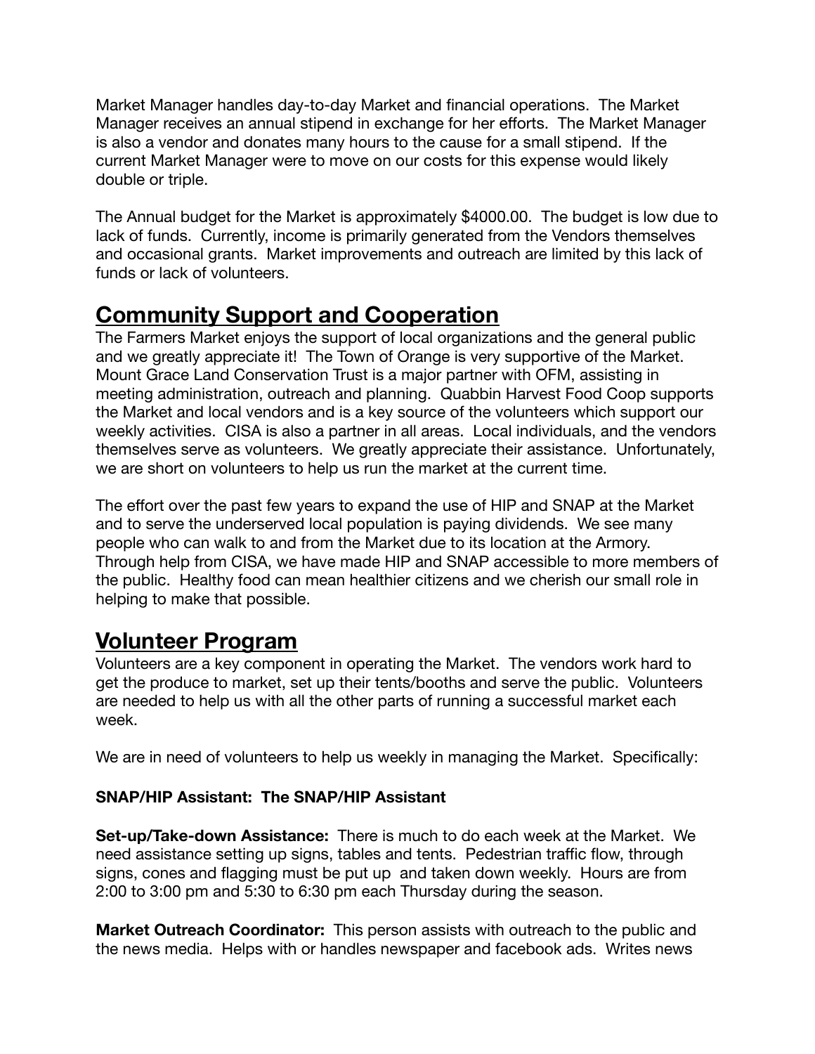Market Manager handles day-to-day Market and financial operations. The Market Manager receives an annual stipend in exchange for her efforts. The Market Manager is also a vendor and donates many hours to the cause for a small stipend. If the current Market Manager were to move on our costs for this expense would likely double or triple.

The Annual budget for the Market is approximately $4000.00. The budget is low due to lack of funds. Currently, income is primarily generated from the Vendors themselves and occasional grants. Market improvements and outreach are limited by this lack of funds or lack of volunteers.

## Community Support and Cooperation

The Farmers Market enjoys the support of local organizations and the general public and we greatly appreciate it! The Town of Orange is very supportive of the Market. Mount Grace Land Conservation Trust is a major partner with OFM, assisting in meeting administration, outreach and planning. Quabbin Harvest Food Coop supports the Market and local vendors and is a key source of the volunteers which support our weekly activities. CISA is also a partner in all areas. Local individuals, and the vendors themselves serve as volunteers. We greatly appreciate their assistance. Unfortunately, we are short on volunteers to help us run the market at the current time.

The effort over the past few years to expand the use of HIP and SNAP at the Market and to serve the underserved local population is paying dividends. We see many people who can walk to and from the Market due to its location at the Armory. Through help from CISA, we have made HIP and SNAP accessible to more members of the public. Healthy food can mean healthier citizens and we cherish our small role in helping to make that possible.

## Volunteer Program

Volunteers are a key component in operating the Market. The vendors work hard to get the produce to market, set up their tents/booths and serve the public. Volunteers are needed to help us with all the other parts of running a successful market each week.

We are in need of volunteers to help us weekly in managing the Market. Specifically:

**SNAP/HIP Assistant: The SNAP/HIP Assistant**

**Set-up/Take-down Assistance:** There is much to do each week at the Market. We need assistance setting up signs, tables and tents. Pedestrian traffic flow, through signs, cones and flagging must be put up and taken down weekly. Hours are from 2:00 to 3:00 pm and 5:30 to 6:30 pm each Thursday during the season.

**Market Outreach Coordinator:** This person assists with outreach to the public and the news media. Helps with or handles newspaper and facebook ads. Writes news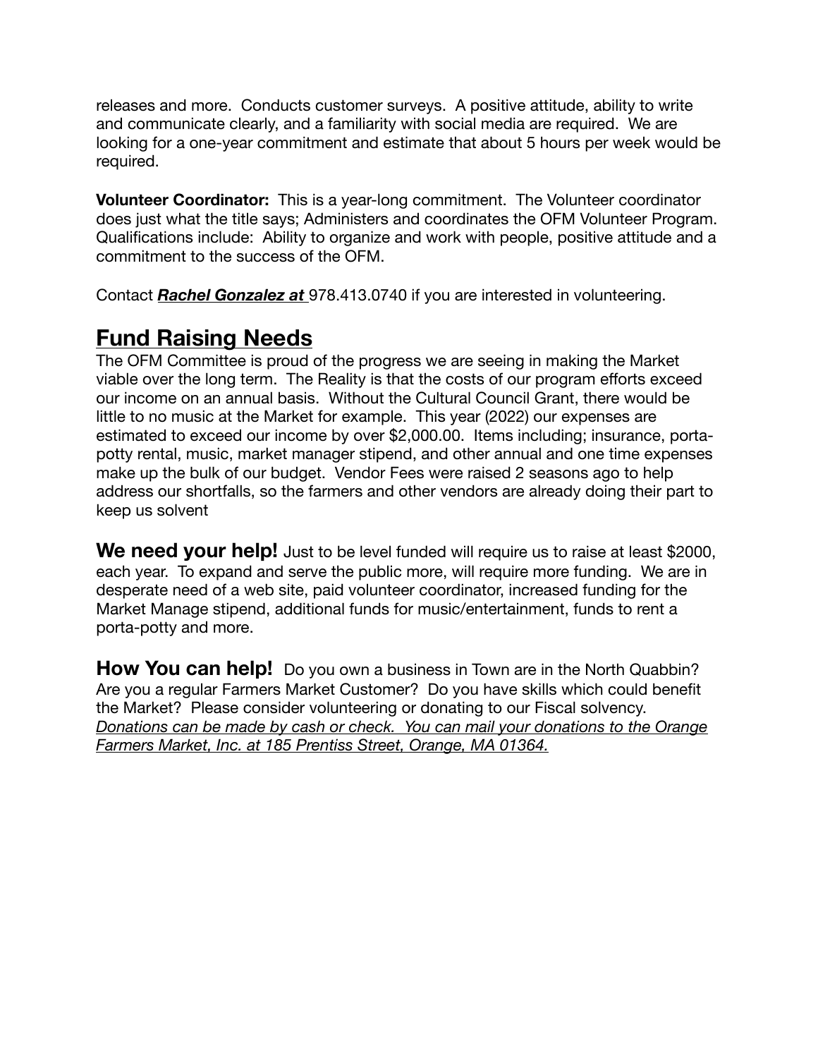releases and more. Conducts customer surveys. A positive attitude, ability to write and communicate clearly, and a familiarity with social media are required. We are looking for a one-year commitment and estimate that about 5 hours per week would be required.

**Volunteer Coordinator:** This is a year-long commitment. The Volunteer coordinator does just what the title says; Administers and coordinates the OFM Volunteer Program. Qualifications include: Ability to organize and work with people, positive attitude and a commitment to the success of the OFM.

Contact ***<u>Rachel Gonzalez at</u>*** 978.413.0740 if you are interested in volunteering.

## <u>Fund Raising Needs</u>

The OFM Committee is proud of the progress we are seeing in making the Market viable over the long term. The Reality is that the costs of our program efforts exceed our income on an annual basis. Without the Cultural Council Grant, there would be little to no music at the Market for example. This year (2022) our expenses are estimated to exceed our income by over $2,000.00. Items including; insurance, porta-potty rental, music, market manager stipend, and other annual and one time expenses make up the bulk of our budget. Vendor Fees were raised 2 seasons ago to help address our shortfalls, so the farmers and other vendors are already doing their part to keep us solvent

**We need your help!** Just to be level funded will require us to raise at least $2000, each year. To expand and serve the public more, will require more funding. We are in desperate need of a web site, paid volunteer coordinator, increased funding for the Market Manage stipend, additional funds for music/entertainment, funds to rent a porta-potty and more.

**How You can help!** Do you own a business in Town are in the North Quabbin? Are you a regular Farmers Market Customer? Do you have skills which could benefit the Market? Please consider volunteering or donating to our Fiscal solvency. *<u>Donations can be made by cash or check. You can mail your donations to the Orange Farmers Market, Inc. at 185 Prentiss Street, Orange, MA 01364.</u>*